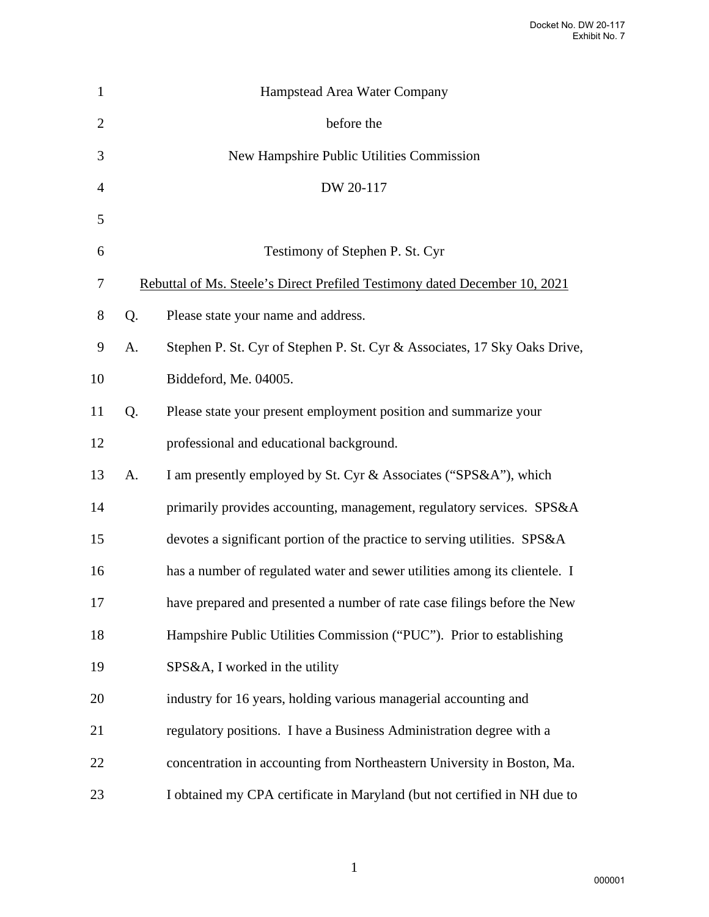Hampstead Area Water Company

before the

New Hampshire Public Utilities Commission

DW 20-117

Testimony of Stephen P. St. Cyr

<u>Rebuttal of Ms. Steele's Direct Prefiled Testimony dated December 10, 2021</u>

Q. Please state your name and address.

A. Stephen P. St. Cyr of Stephen P. St. Cyr & Associates, 17 Sky Oaks Drive, Biddeford, Me. 04005.

Q. Please state your present employment position and summarize your professional and educational background.

A. I am presently employed by St. Cyr & Associates ("SPS&A"), which primarily provides accounting, management, regulatory services. SPS&A devotes a significant portion of the practice to serving utilities. SPS&A has a number of regulated water and sewer utilities among its clientele. I have prepared and presented a number of rate case filings before the New Hampshire Public Utilities Commission ("PUC"). Prior to establishing SPS&A, I worked in the utility industry for 16 years, holding various managerial accounting and regulatory positions. I have a Business Administration degree with a concentration in accounting from Northeastern University in Boston, Ma. I obtained my CPA certificate in Maryland (but not certified in NH due to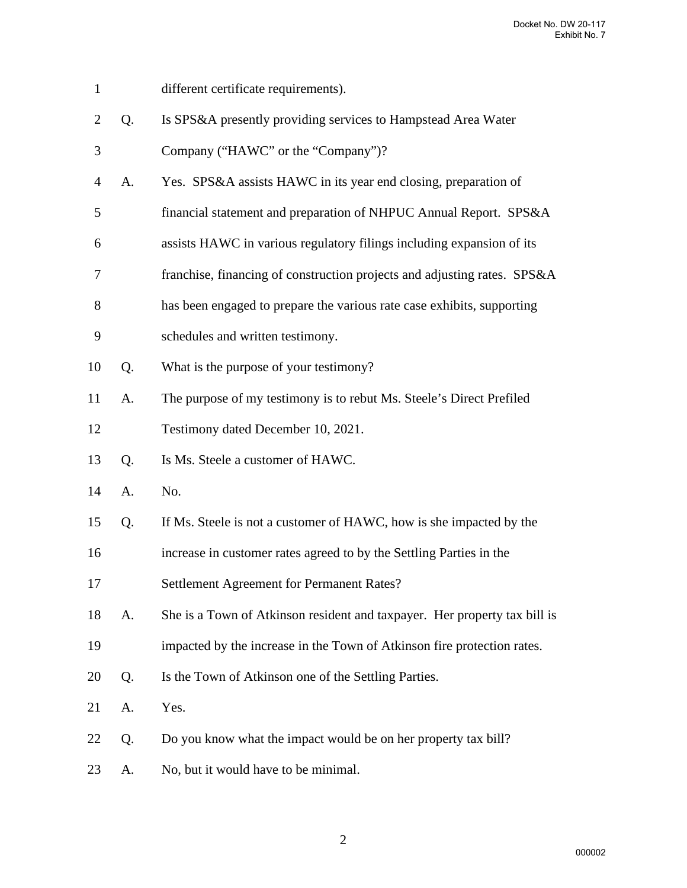different certificate requirements).

Q. Is SPS&A presently providing services to Hampstead Area Water Company ("HAWC" or the "Company")?

A. Yes. SPS&A assists HAWC in its year end closing, preparation of financial statement and preparation of NHPUC Annual Report. SPS&A assists HAWC in various regulatory filings including expansion of its franchise, financing of construction projects and adjusting rates. SPS&A has been engaged to prepare the various rate case exhibits, supporting schedules and written testimony.

Q. What is the purpose of your testimony?

A. The purpose of my testimony is to rebut Ms. Steele's Direct Prefiled Testimony dated December 10, 2021.

Q. Is Ms. Steele a customer of HAWC.

A. No.

Q. If Ms. Steele is not a customer of HAWC, how is she impacted by the increase in customer rates agreed to by the Settling Parties in the Settlement Agreement for Permanent Rates?

A. She is a Town of Atkinson resident and taxpayer. Her property tax bill is impacted by the increase in the Town of Atkinson fire protection rates.

Q. Is the Town of Atkinson one of the Settling Parties.

A. Yes.

Q. Do you know what the impact would be on her property tax bill?

A. No, but it would have to be minimal.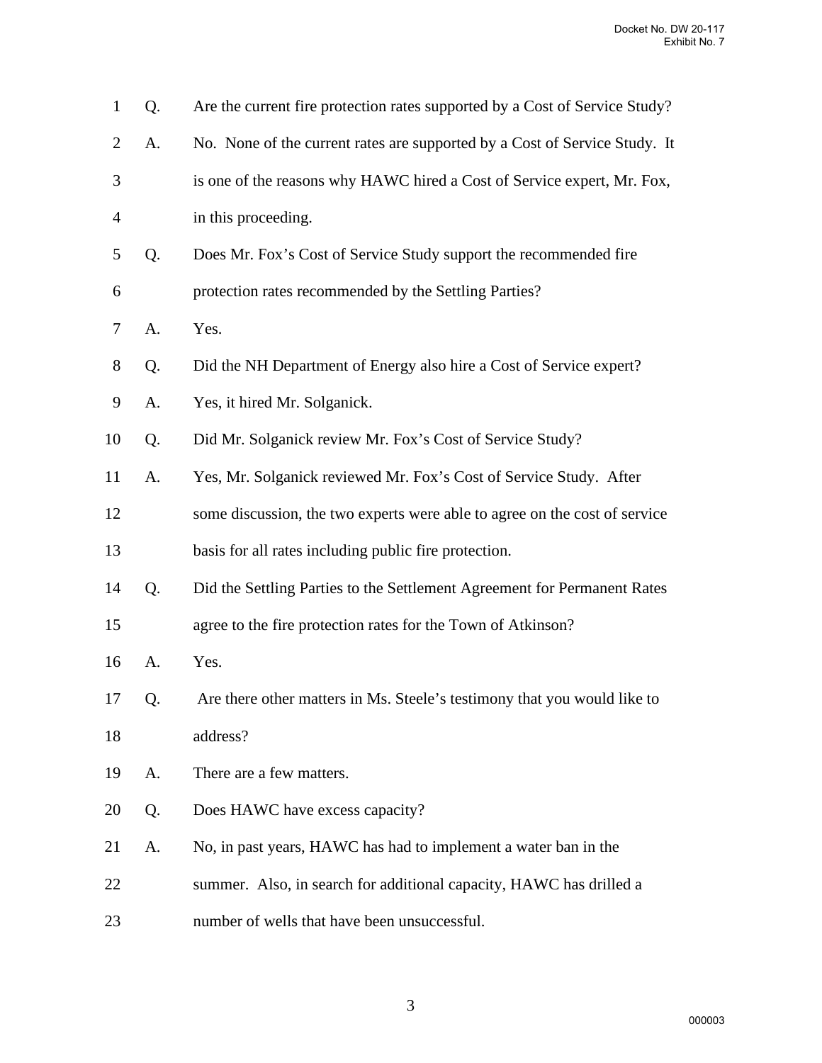Q. Are the current fire protection rates supported by a Cost of Service Study?

A. No. None of the current rates are supported by a Cost of Service Study. It is one of the reasons why HAWC hired a Cost of Service expert, Mr. Fox, in this proceeding.

Q. Does Mr. Fox's Cost of Service Study support the recommended fire protection rates recommended by the Settling Parties?

A. Yes.

Q. Did the NH Department of Energy also hire a Cost of Service expert?

A. Yes, it hired Mr. Solganick.

Q. Did Mr. Solganick review Mr. Fox's Cost of Service Study?

A. Yes, Mr. Solganick reviewed Mr. Fox's Cost of Service Study. After some discussion, the two experts were able to agree on the cost of service basis for all rates including public fire protection.

Q. Did the Settling Parties to the Settlement Agreement for Permanent Rates agree to the fire protection rates for the Town of Atkinson?

A. Yes.

Q. Are there other matters in Ms. Steele's testimony that you would like to address?

A. There are a few matters.

Q. Does HAWC have excess capacity?

A. No, in past years, HAWC has had to implement a water ban in the summer. Also, in search for additional capacity, HAWC has drilled a number of wells that have been unsuccessful.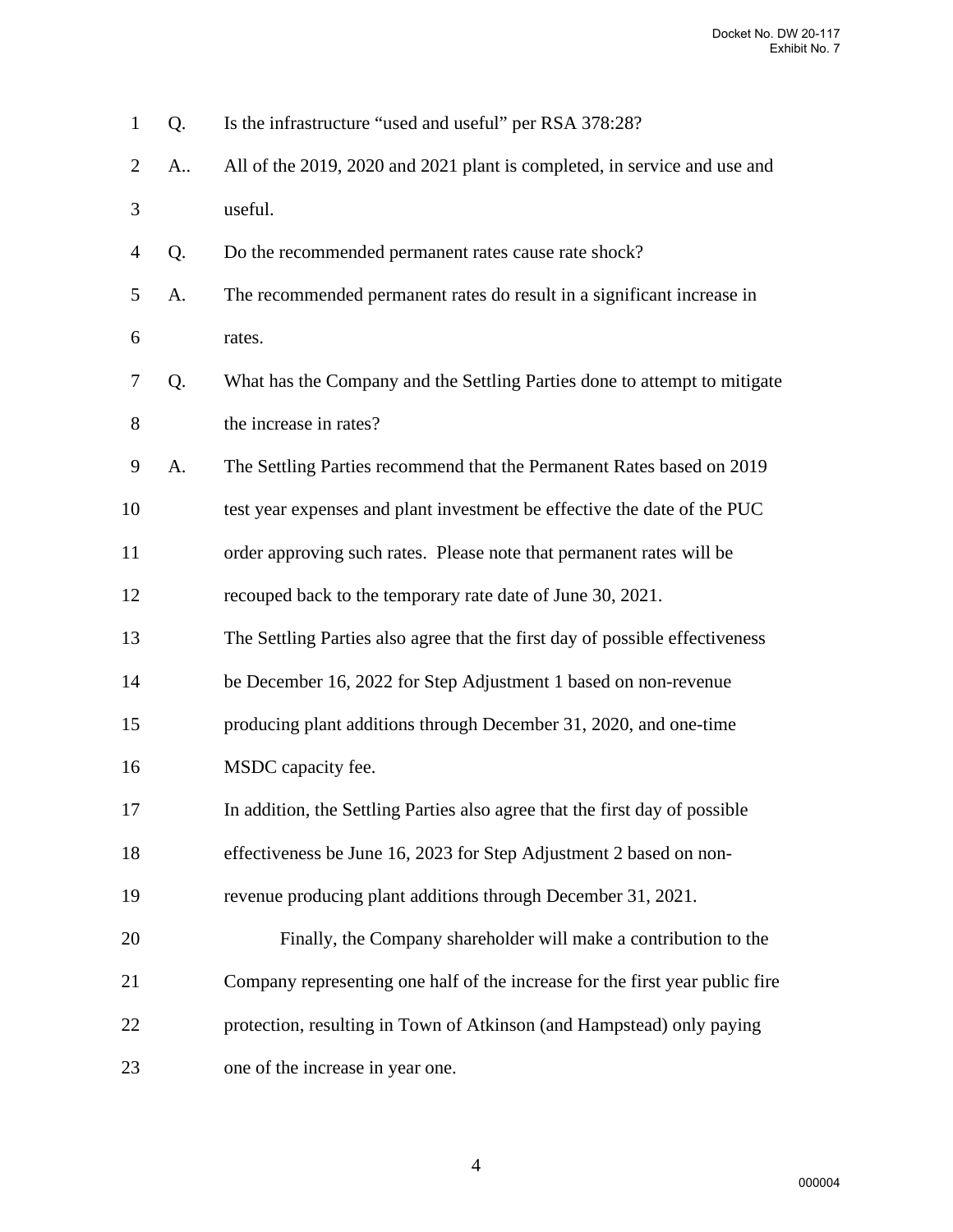Q. Is the infrastructure "used and useful" per RSA 378:28?

A.. All of the 2019, 2020 and 2021 plant is completed, in service and use and useful.

Q. Do the recommended permanent rates cause rate shock?

A. The recommended permanent rates do result in a significant increase in rates.

Q. What has the Company and the Settling Parties done to attempt to mitigate the increase in rates?

A. The Settling Parties recommend that the Permanent Rates based on 2019 test year expenses and plant investment be effective the date of the PUC order approving such rates. Please note that permanent rates will be recouped back to the temporary rate date of June 30, 2021.

The Settling Parties also agree that the first day of possible effectiveness be December 16, 2022 for Step Adjustment 1 based on non-revenue producing plant additions through December 31, 2020, and one-time MSDC capacity fee.

In addition, the Settling Parties also agree that the first day of possible effectiveness be June 16, 2023 for Step Adjustment 2 based on non-revenue producing plant additions through December 31, 2021.

Finally, the Company shareholder will make a contribution to the Company representing one half of the increase for the first year public fire protection, resulting in Town of Atkinson (and Hampstead) only paying one of the increase in year one.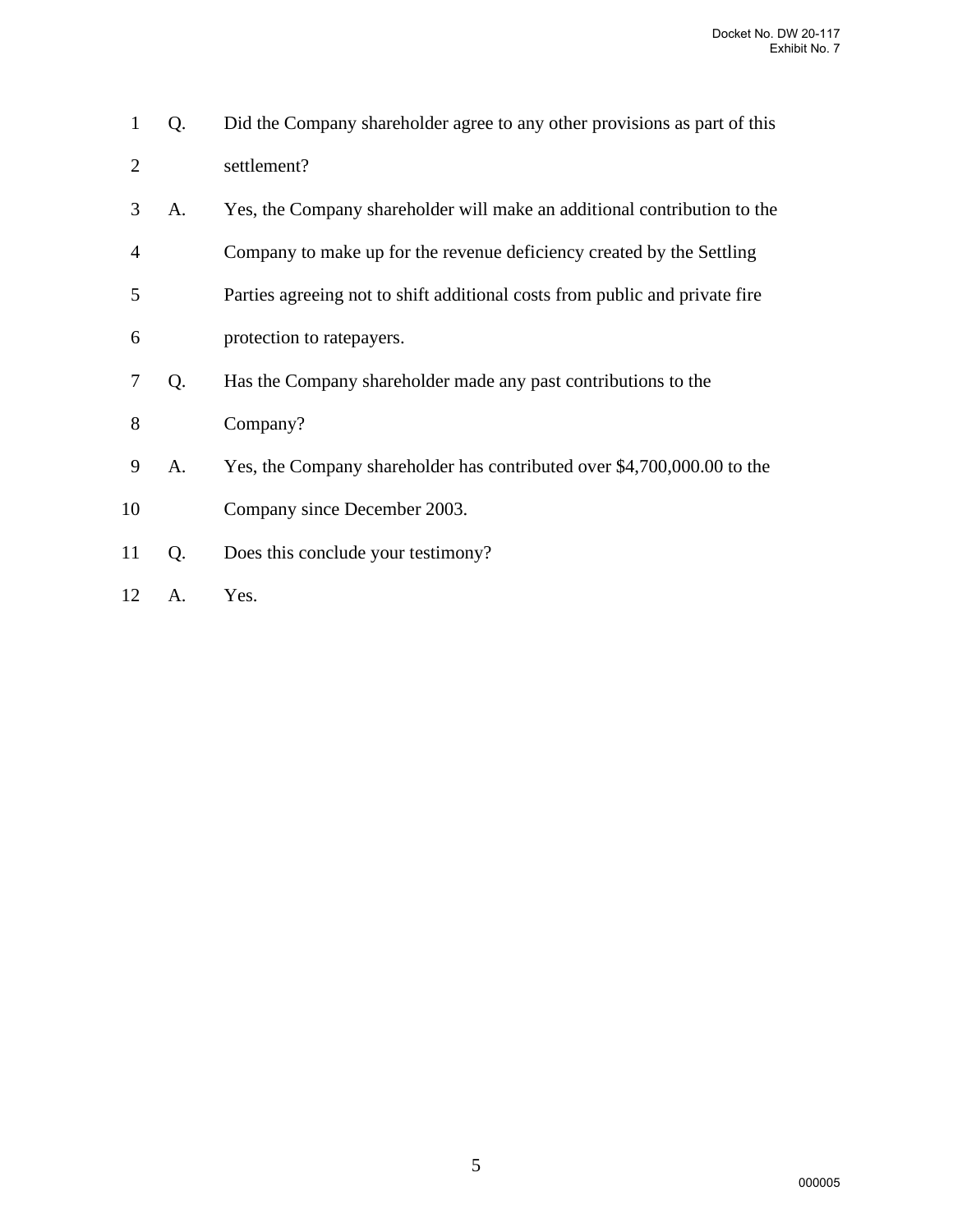Q. Did the Company shareholder agree to any other provisions as part of this settlement?

A. Yes, the Company shareholder will make an additional contribution to the Company to make up for the revenue deficiency created by the Settling Parties agreeing not to shift additional costs from public and private fire protection to ratepayers.

Q. Has the Company shareholder made any past contributions to the Company?

A. Yes, the Company shareholder has contributed over $4,700,000.00 to the Company since December 2003.

Q. Does this conclude your testimony?

A. Yes.